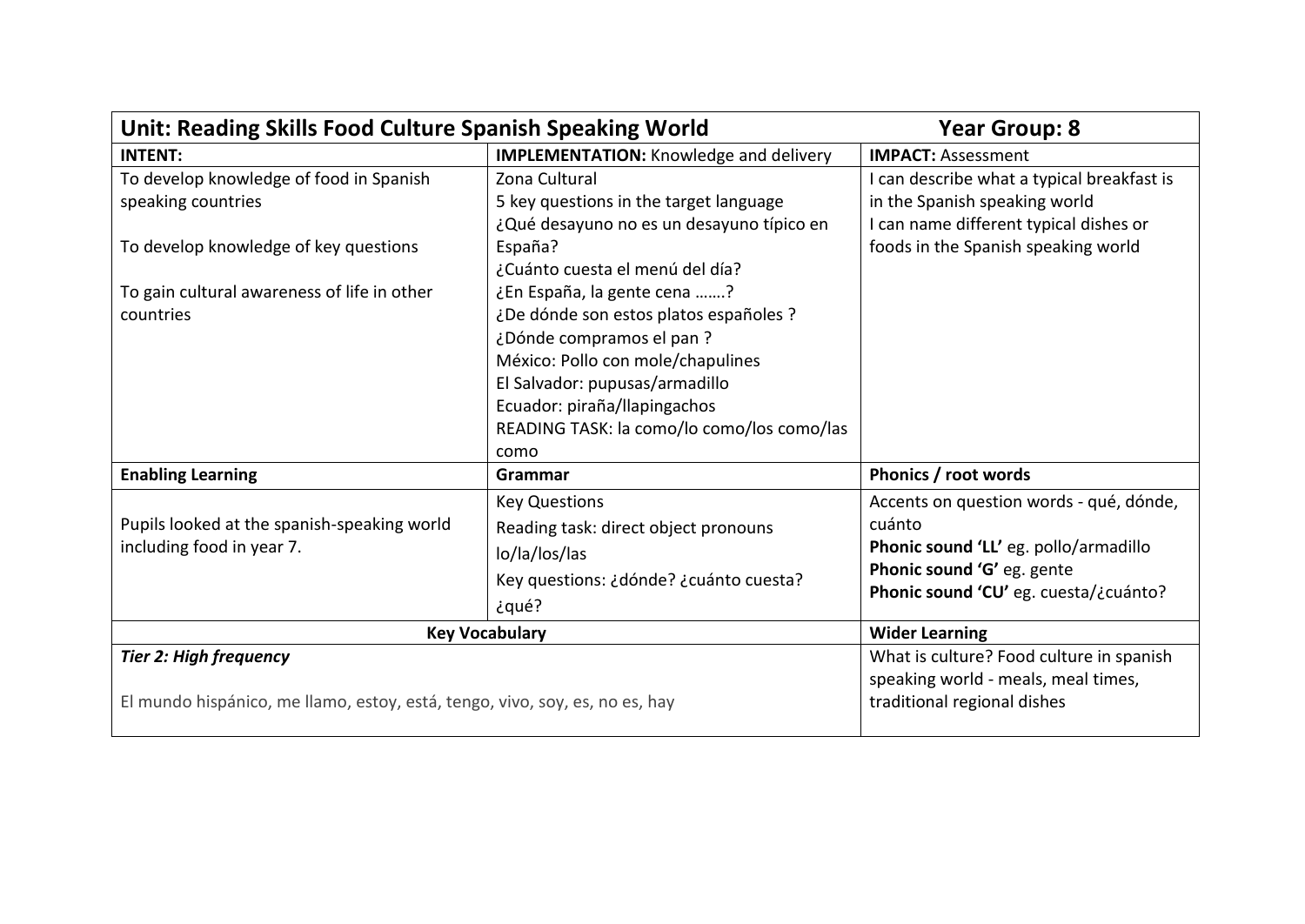| Unit: Reading Skills Food Culture Spanish Speaking World | | Year Group: 8 |
|---|---|---|
| **INTENT:** | **IMPLEMENTATION:** Knowledge and delivery | **IMPACT:** Assessment |
| To develop knowledge of food in Spanish speaking countries<br><br>To develop knowledge of key questions<br><br>To gain cultural awareness of life in other countries | Zona Cultural<br>5 key questions in the target language<br>¿Qué desayuno no es un desayuno típico en España?<br>¿Cuánto cuesta el menú del día?<br>¿En España, la gente cena …….?<br>¿De dónde son estos platos españoles ?<br>¿Dónde compramos el pan ?<br>México: Pollo con mole/chapulines<br>El Salvador: pupusas/armadillo<br>Ecuador: piraña/llapingachos<br>READING TASK: la como/lo como/los como/las como | I can describe what a typical breakfast is in the Spanish speaking world<br>I can name different typical dishes or foods in the Spanish speaking world |
| **Enabling Learning** | **Grammar** | **Phonics / root words** |
| Pupils looked at the spanish-speaking world including food in year 7. | Key Questions<br>Reading task: direct object pronouns lo/la/los/las<br>Key questions: ¿dónde? ¿cuánto cuesta? ¿qué? | Accents on question words - qué, dónde, cuánto<br>**Phonic sound 'LL'** eg. pollo/armadillo<br>**Phonic sound 'G'** eg. gente<br>**Phonic sound 'CU'** eg. cuesta/¿cuánto? |
| **Key Vocabulary** | | **Wider Learning** |
| ***Tier 2: High frequency***<br><br>El mundo hispánico, me llamo, estoy, está, tengo, vivo, soy, es, no es, hay | | What is culture? Food culture in spanish speaking world - meals, meal times, traditional regional dishes |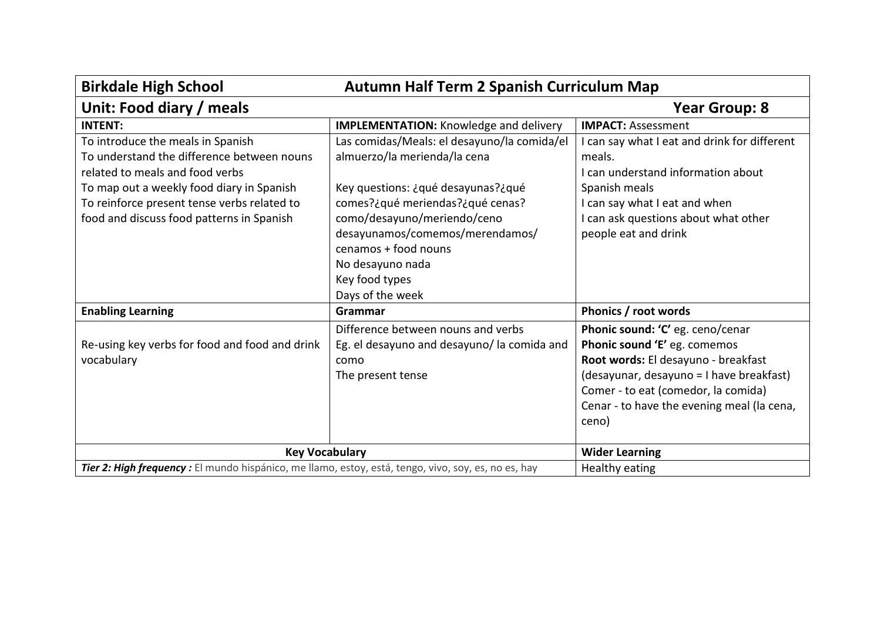| Birkdale High School | Autumn Half Term 2 Spanish Curriculum Map | |
|---|---|---|
| **Unit: Food diary / meals** | | **Year Group: 8** |
| **INTENT:** | **IMPLEMENTATION:** Knowledge and delivery | **IMPACT:** Assessment |
| To introduce the meals in Spanish<br>To understand the difference between nouns related to meals and food verbs<br>To map out a weekly food diary in Spanish<br>To reinforce present tense verbs related to food and discuss food patterns in Spanish | Las comidas/Meals: el desayuno/la comida/el almuerzo/la merienda/la cena<br><br>Key questions: ¿qué desayunas?¿qué comes?¿qué meriendas?¿qué cenas?<br>como/desayuno/meriendo/ceno<br>desayunamos/comemos/merendamos/ cenamos + food nouns<br>No desayuno nada<br>Key food types<br>Days of the week | I can say what I eat and drink for different meals.<br>I can understand information about Spanish meals<br>I can say what I eat and when<br>I can ask questions about what other people eat and drink |
| **Enabling Learning** | **Grammar** | **Phonics / root words** |
| Re-using key verbs for food and food and drink vocabulary | Difference between nouns and verbs<br>Eg. el desayuno and desayuno/ la comida and como<br>The present tense | **Phonic sound: 'C'** eg. ceno/cenar<br>**Phonic sound 'E'** eg. comemos<br>**Root words:** El desayuno - breakfast (desayunar, desayuno = I have breakfast)<br>Comer - to eat (comedor, la comida)<br>Cenar - to have the evening meal (la cena, ceno) |
| **Key Vocabulary** | | **Wider Learning** |
| ***Tier 2: High frequency :*** El mundo hispánico, me llamo, estoy, está, tengo, vivo, soy, es, no es, hay | | Healthy eating |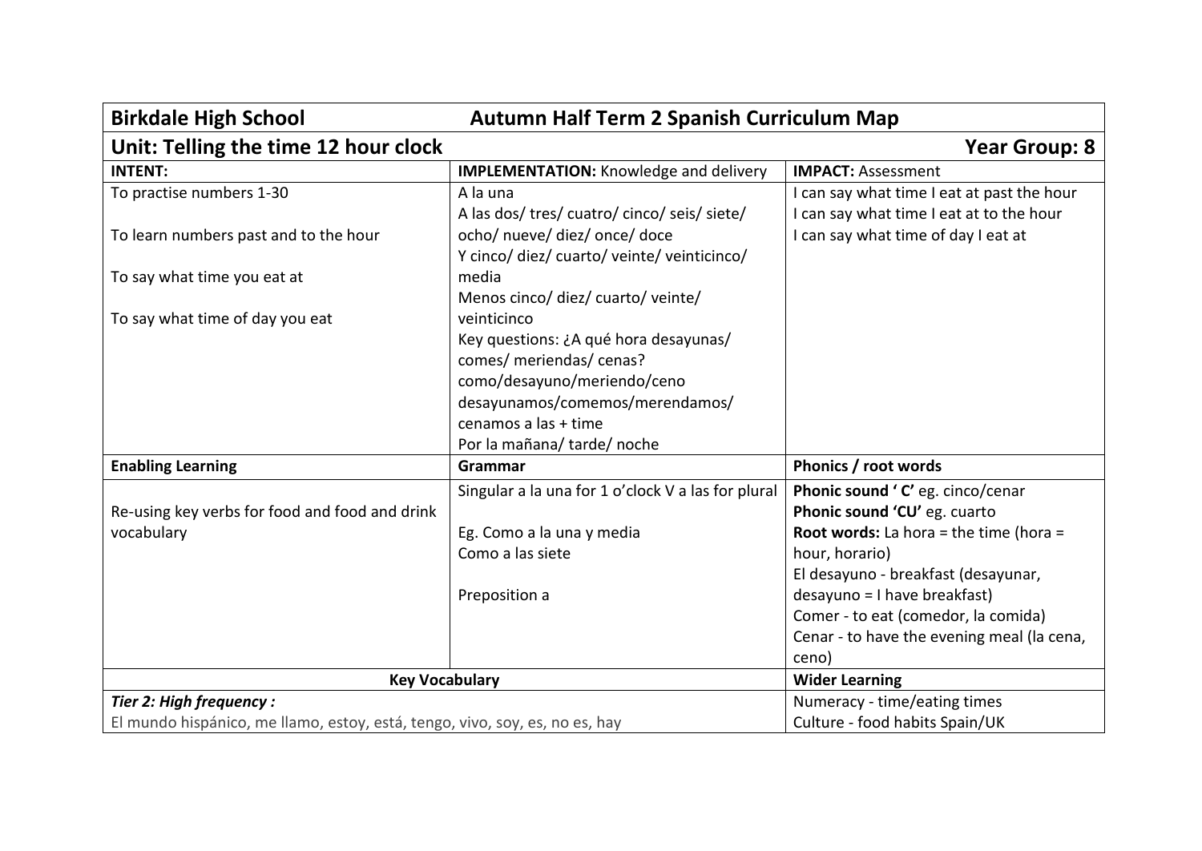| **Birkdale High School** | **Autumn Half Term 2 Spanish Curriculum Map** | |
|---|---|---|
| **Unit: Telling the time 12 hour clock** | | **Year Group: 8** |
| **INTENT:** | **IMPLEMENTATION:** Knowledge and delivery | **IMPACT:** Assessment |
| To practise numbers 1-30<br><br>To learn numbers past and to the hour<br><br>To say what time you eat at<br><br>To say what time of day you eat | A la una<br>A las dos/ tres/ cuatro/ cinco/ seis/ siete/ ocho/ nueve/ diez/ once/ doce<br>Y cinco/ diez/ cuarto/ veinte/ veinticinco/ media<br>Menos cinco/ diez/ cuarto/ veinte/ veinticinco<br>Key questions: ¿A qué hora desayunas/ comes/ meriendas/ cenas?<br>como/desayuno/meriendo/ceno<br>desayunamos/comemos/merendamos/ cenamos a las + time<br>Por la mañana/ tarde/ noche | I can say what time I eat at past the hour<br>I can say what time I eat at to the hour<br>I can say what time of day I eat at |
| **Enabling Learning** | **Grammar** | **Phonics / root words** |
| Re-using key verbs for food and food and drink vocabulary | Singular a la una for 1 o'clock V a las for plural<br><br>Eg. Como a la una y media<br>Como a las siete<br><br>Preposition a | **Phonic sound ' C'** eg. cinco/cenar<br>**Phonic sound 'CU'** eg. cuarto<br>**Root words:** La hora = the time (hora = hour, horario)<br>El desayuno - breakfast (desayunar, desayuno = I have breakfast)<br>Comer - to eat (comedor, la comida)<br>Cenar - to have the evening meal (la cena, ceno) |
| **Key Vocabulary** | | **Wider Learning** |
| ***Tier 2: High frequency :***<br>El mundo hispánico, me llamo, estoy, está, tengo, vivo, soy, es, no es, hay | | Numeracy - time/eating times<br>Culture - food habits Spain/UK |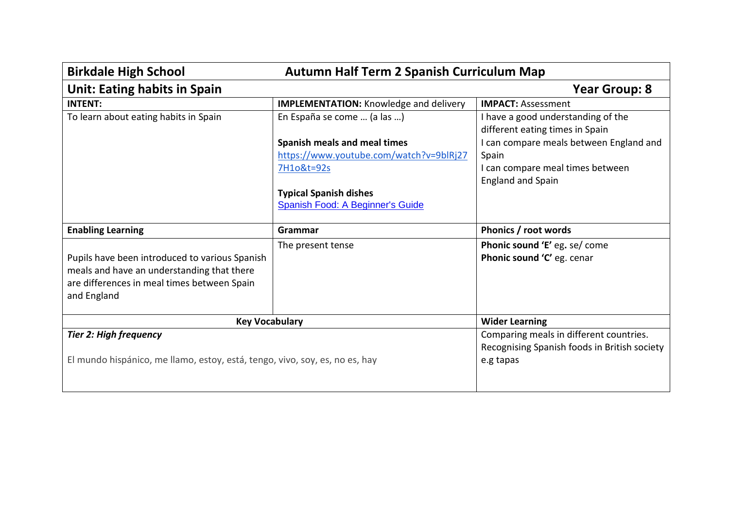| **Birkdale High School** | **Autumn Half Term 2 Spanish Curriculum Map** | |
|---|---|---|
| **Unit: Eating habits in Spain** | | **Year Group: 8** |
| **INTENT:** | **IMPLEMENTATION:** Knowledge and delivery | **IMPACT:** Assessment |
| To learn about eating habits in Spain | En España se come … (a las …)<br><br>**Spanish meals and meal times**<br>https://www.youtube.com/watch?v=9blRj277H1o&t=92s<br><br>**Typical Spanish dishes**<br>Spanish Food: A Beginner's Guide | I have a good understanding of the different eating times in Spain<br>I can compare meals between England and Spain<br>I can compare meal times between England and Spain |
| **Enabling Learning** | **Grammar** | **Phonics / root words** |
| Pupils have been introduced to various Spanish meals and have an understanding that there are differences in meal times between Spain and England | The present tense | **Phonic sound 'E'** eg. se/ come<br>**Phonic sound 'C'** eg. cenar |
| **Key Vocabulary** | | **Wider Learning** |
| ***Tier 2: High frequency***<br><br>El mundo hispánico, me llamo, estoy, está, tengo, vivo, soy, es, no es, hay | | Comparing meals in different countries.<br>Recognising Spanish foods in British society e.g tapas |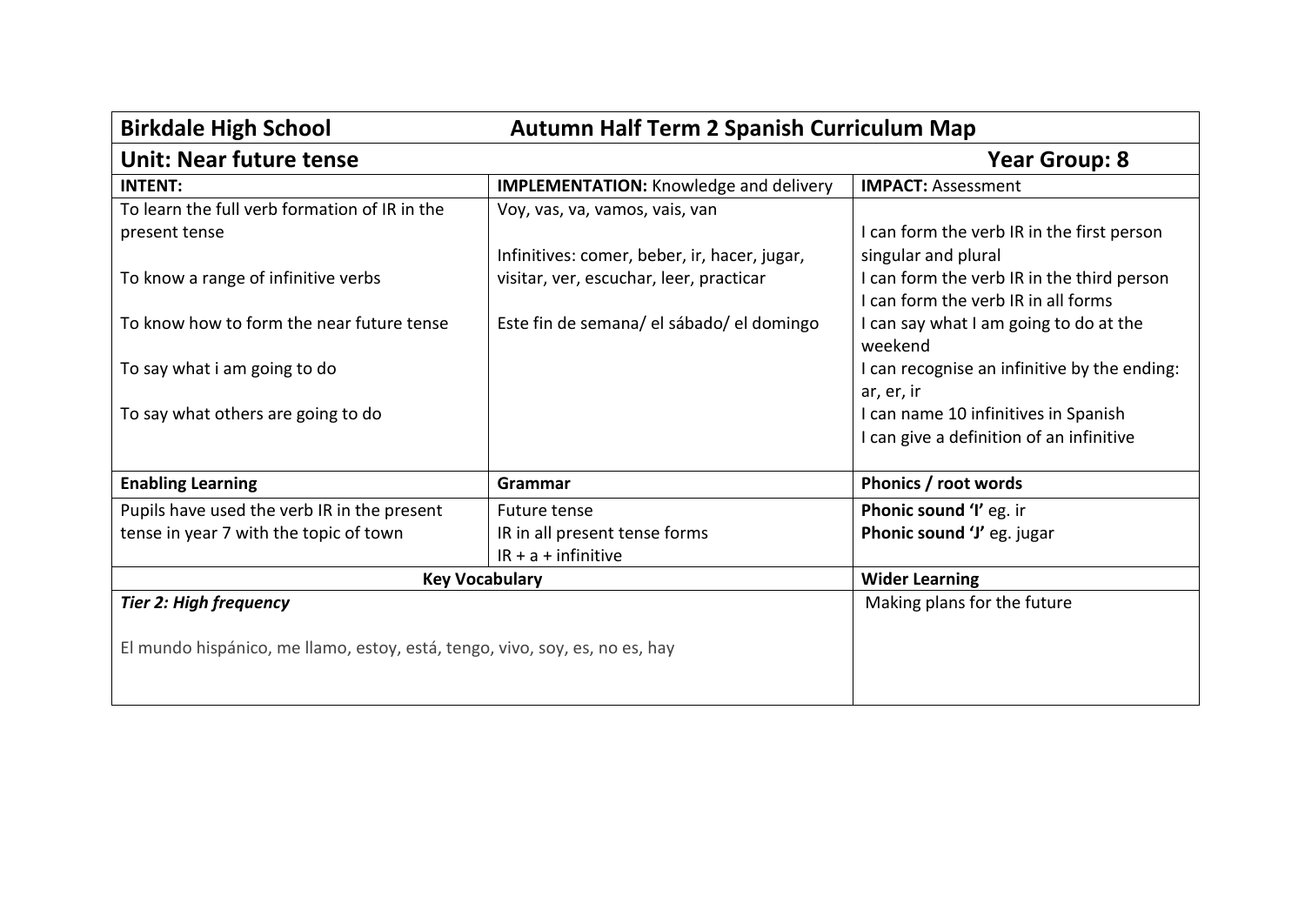| **Birkdale High School** | **Autumn Half Term 2 Spanish Curriculum Map** | |
|---|---|---|
| **Unit: Near future tense** | | **Year Group: 8** |
| **INTENT:** | **IMPLEMENTATION:** Knowledge and delivery | **IMPACT:** Assessment |
| To learn the full verb formation of IR in the present tense<br><br>To know a range of infinitive verbs<br><br>To know how to form the near future tense<br><br>To say what i am going to do<br><br>To say what others are going to do | Voy, vas, va, vamos, vais, van<br><br>Infinitives: comer, beber, ir, hacer, jugar, visitar, ver, escuchar, leer, practicar<br><br>Este fin de semana/ el sábado/ el domingo | I can form the verb IR in the first person singular and plural<br>I can form the verb IR in the third person<br>I can form the verb IR in all forms<br>I can say what I am going to do at the weekend<br>I can recognise an infinitive by the ending: ar, er, ir<br>I can name 10 infinitives in Spanish<br>I can give a definition of an infinitive |
| **Enabling Learning** | **Grammar** | **Phonics / root words** |
| Pupils have used the verb IR in the present tense in year 7 with the topic of town | Future tense<br>IR in all present tense forms<br>IR + a + infinitive | **Phonic sound 'I'** eg. ir<br>**Phonic sound 'J'** eg. jugar |
| **Key Vocabulary** | | **Wider Learning** |
| ***Tier 2: High frequency***<br><br>El mundo hispánico, me llamo, estoy, está, tengo, vivo, soy, es, no es, hay | | Making plans for the future |